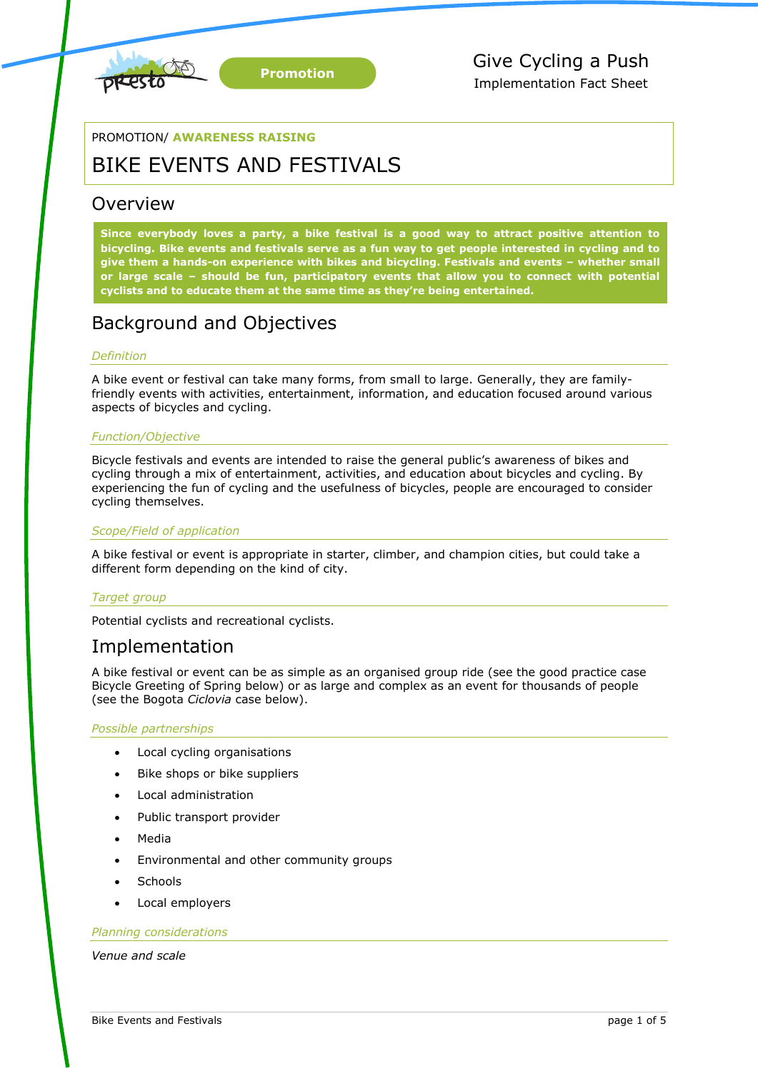Promotion

Give Cycling a Push

Implementation Fact Sheet

PROMOTION/ **AWARENESS RAISING**

# BIKE EVENTS AND FESTIVALS

## Overview

**Since everybody loves a party, a bike festival is a good way to attract positive attention to bicycling. Bike events and festivals serve as a fun way to get people interested in cycling and to give them a hands-on experience with bikes and bicycling. Festivals and events – whether small or large scale – should be fun, participatory events that allow you to connect with potential cyclists and to educate them at the same time as they're being entertained.**

## Background and Objectives

### *Definition*

A bike event or festival can take many forms, from small to large. Generally, they are family-friendly events with activities, entertainment, information, and education focused around various aspects of bicycles and cycling.

### *Function/Objective*

Bicycle festivals and events are intended to raise the general public's awareness of bikes and cycling through a mix of entertainment, activities, and education about bicycles and cycling. By experiencing the fun of cycling and the usefulness of bicycles, people are encouraged to consider cycling themselves.

### *Scope/Field of application*

A bike festival or event is appropriate in starter, climber, and champion cities, but could take a different form depending on the kind of city.

### *Target group*

Potential cyclists and recreational cyclists.

## Implementation

A bike festival or event can be as simple as an organised group ride (see the good practice case Bicycle Greeting of Spring below) or as large and complex as an event for thousands of people (see the Bogota *Ciclovia* case below).

### *Possible partnerships*

- Local cycling organisations
- Bike shops or bike suppliers
- Local administration
- Public transport provider
- Media
- Environmental and other community groups
- Schools
- Local employers

### *Planning considerations*

*Venue and scale*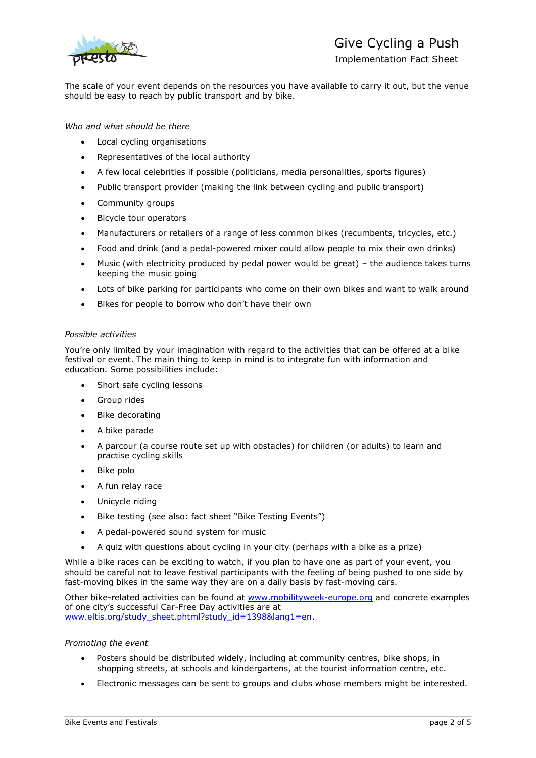The scale of your event depends on the resources you have available to carry it out, but the venue should be easy to reach by public transport and by bike.

*Who and what should be there*

- Local cycling organisations
- Representatives of the local authority
- A few local celebrities if possible (politicians, media personalities, sports figures)
- Public transport provider (making the link between cycling and public transport)
- Community groups
- Bicycle tour operators
- Manufacturers or retailers of a range of less common bikes (recumbents, tricycles, etc.)
- Food and drink (and a pedal-powered mixer could allow people to mix their own drinks)
- Music (with electricity produced by pedal power would be great) – the audience takes turns keeping the music going
- Lots of bike parking for participants who come on their own bikes and want to walk around
- Bikes for people to borrow who don't have their own

*Possible activities*

You're only limited by your imagination with regard to the activities that can be offered at a bike festival or event. The main thing to keep in mind is to integrate fun with information and education. Some possibilities include:

- Short safe cycling lessons
- Group rides
- Bike decorating
- A bike parade
- A parcour (a course route set up with obstacles) for children (or adults) to learn and practise cycling skills
- Bike polo
- A fun relay race
- Unicycle riding
- Bike testing (see also: fact sheet "Bike Testing Events")
- A pedal-powered sound system for music
- A quiz with questions about cycling in your city (perhaps with a bike as a prize)

While a bike races can be exciting to watch, if you plan to have one as part of your event, you should be careful not to leave festival participants with the feeling of being pushed to one side by fast-moving bikes in the same way they are on a daily basis by fast-moving cars.

Other bike-related activities can be found at www.mobilityweek-europe.org and concrete examples of one city's successful Car-Free Day activities are at www.eltis.org/study_sheet.phtml?study_id=1398&lang1=en.

*Promoting the event*

- Posters should be distributed widely, including at community centres, bike shops, in shopping streets, at schools and kindergartens, at the tourist information centre, etc.
- Electronic messages can be sent to groups and clubs whose members might be interested.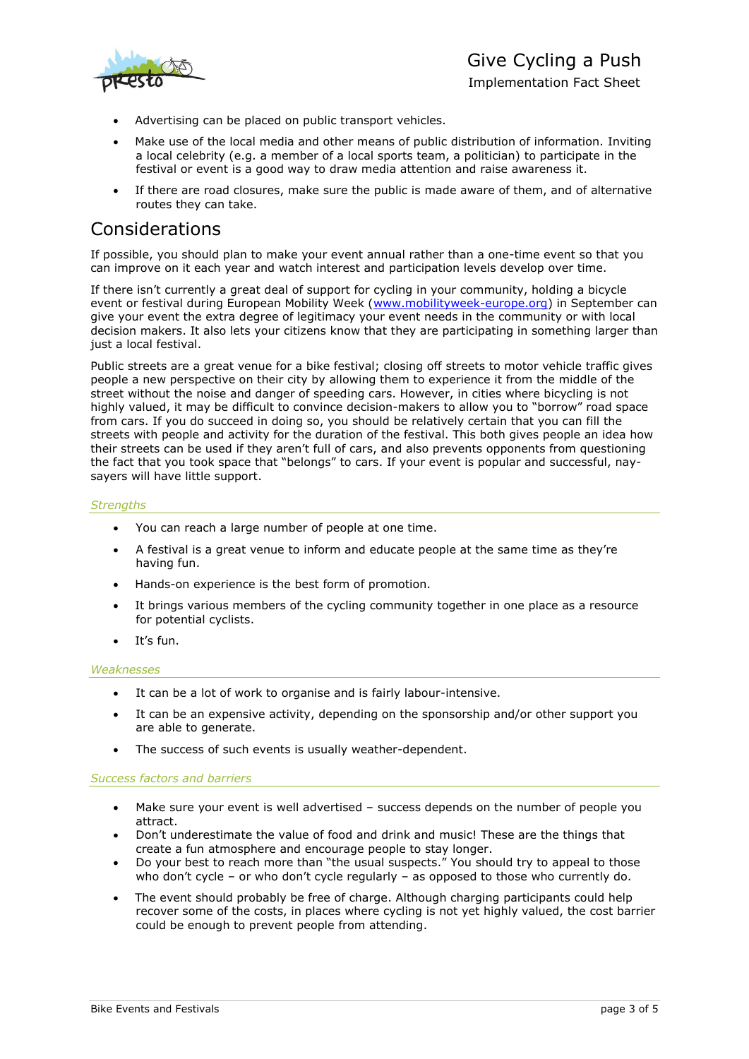- Advertising can be placed on public transport vehicles.
- Make use of the local media and other means of public distribution of information. Inviting a local celebrity (e.g. a member of a local sports team, a politician) to participate in the festival or event is a good way to draw media attention and raise awareness it.
- If there are road closures, make sure the public is made aware of them, and of alternative routes they can take.

# Considerations

If possible, you should plan to make your event annual rather than a one-time event so that you can improve on it each year and watch interest and participation levels develop over time.

If there isn't currently a great deal of support for cycling in your community, holding a bicycle event or festival during European Mobility Week (www.mobilityweek-europe.org) in September can give your event the extra degree of legitimacy your event needs in the community or with local decision makers. It also lets your citizens know that they are participating in something larger than just a local festival.

Public streets are a great venue for a bike festival; closing off streets to motor vehicle traffic gives people a new perspective on their city by allowing them to experience it from the middle of the street without the noise and danger of speeding cars. However, in cities where bicycling is not highly valued, it may be difficult to convince decision-makers to allow you to "borrow" road space from cars. If you do succeed in doing so, you should be relatively certain that you can fill the streets with people and activity for the duration of the festival. This both gives people an idea how their streets can be used if they aren't full of cars, and also prevents opponents from questioning the fact that you took space that "belongs" to cars. If your event is popular and successful, nay-sayers will have little support.

### *Strengths*

- You can reach a large number of people at one time.
- A festival is a great venue to inform and educate people at the same time as they're having fun.
- Hands-on experience is the best form of promotion.
- It brings various members of the cycling community together in one place as a resource for potential cyclists.
- It's fun.

### *Weaknesses*

- It can be a lot of work to organise and is fairly labour-intensive.
- It can be an expensive activity, depending on the sponsorship and/or other support you are able to generate.
- The success of such events is usually weather-dependent.

### *Success factors and barriers*

- Make sure your event is well advertised – success depends on the number of people you attract.
- Don't underestimate the value of food and drink and music! These are the things that create a fun atmosphere and encourage people to stay longer.
- Do your best to reach more than "the usual suspects." You should try to appeal to those who don't cycle – or who don't cycle regularly – as opposed to those who currently do.
- The event should probably be free of charge. Although charging participants could help recover some of the costs, in places where cycling is not yet highly valued, the cost barrier could be enough to prevent people from attending.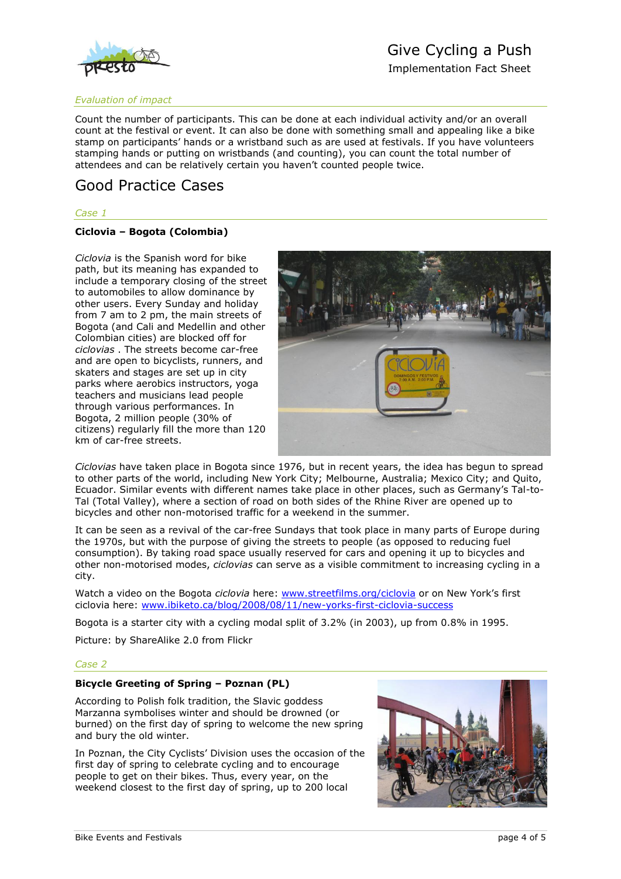*Evaluation of impact*

Count the number of participants. This can be done at each individual activity and/or an overall count at the festival or event. It can also be done with something small and appealing like a bike stamp on participants' hands or a wristband such as are used at festivals. If you have volunteers stamping hands or putting on wristbands (and counting), you can count the total number of attendees and can be relatively certain you haven't counted people twice.

# Good Practice Cases

*Case 1*

**Ciclovia – Bogota (Colombia)**

*Ciclovia* is the Spanish word for bike path, but its meaning has expanded to include a temporary closing of the street to automobiles to allow dominance by other users. Every Sunday and holiday from 7 am to 2 pm, the main streets of Bogota (and Cali and Medellin and other Colombian cities) are blocked off for *ciclovias* . The streets become car-free and are open to bicyclists, runners, and skaters and stages are set up in city parks where aerobics instructors, yoga teachers and musicians lead people through various performances. In Bogota, 2 million people (30% of citizens) regularly fill the more than 120 km of car-free streets.

*Ciclovias* have taken place in Bogota since 1976, but in recent years, the idea has begun to spread to other parts of the world, including New York City; Melbourne, Australia; Mexico City; and Quito, Ecuador. Similar events with different names take place in other places, such as Germany's Tal-to-Tal (Total Valley), where a section of road on both sides of the Rhine River are opened up to bicycles and other non-motorised traffic for a weekend in the summer.

It can be seen as a revival of the car-free Sundays that took place in many parts of Europe during the 1970s, but with the purpose of giving the streets to people (as opposed to reducing fuel consumption). By taking road space usually reserved for cars and opening it up to bicycles and other non-motorised modes, *ciclovias* can serve as a visible commitment to increasing cycling in a city.

Watch a video on the Bogota *ciclovia* here: [www.streetfilms.org/ciclovia](http://www.streetfilms.org/ciclovia) or on New York's first ciclovia here: [www.ibiketo.ca/blog/2008/08/11/new-yorks-first-ciclovia-success](http://www.ibiketo.ca/blog/2008/08/11/new-yorks-first-ciclovia-success)

Bogota is a starter city with a cycling modal split of 3.2% (in 2003), up from 0.8% in 1995.

Picture: by ShareAlike 2.0 from Flickr

*Case 2*

**Bicycle Greeting of Spring – Poznan (PL)**

According to Polish folk tradition, the Slavic goddess Marzanna symbolises winter and should be drowned (or burned) on the first day of spring to welcome the new spring and bury the old winter.

In Poznan, the City Cyclists' Division uses the occasion of the first day of spring to celebrate cycling and to encourage people to get on their bikes. Thus, every year, on the weekend closest to the first day of spring, up to 200 local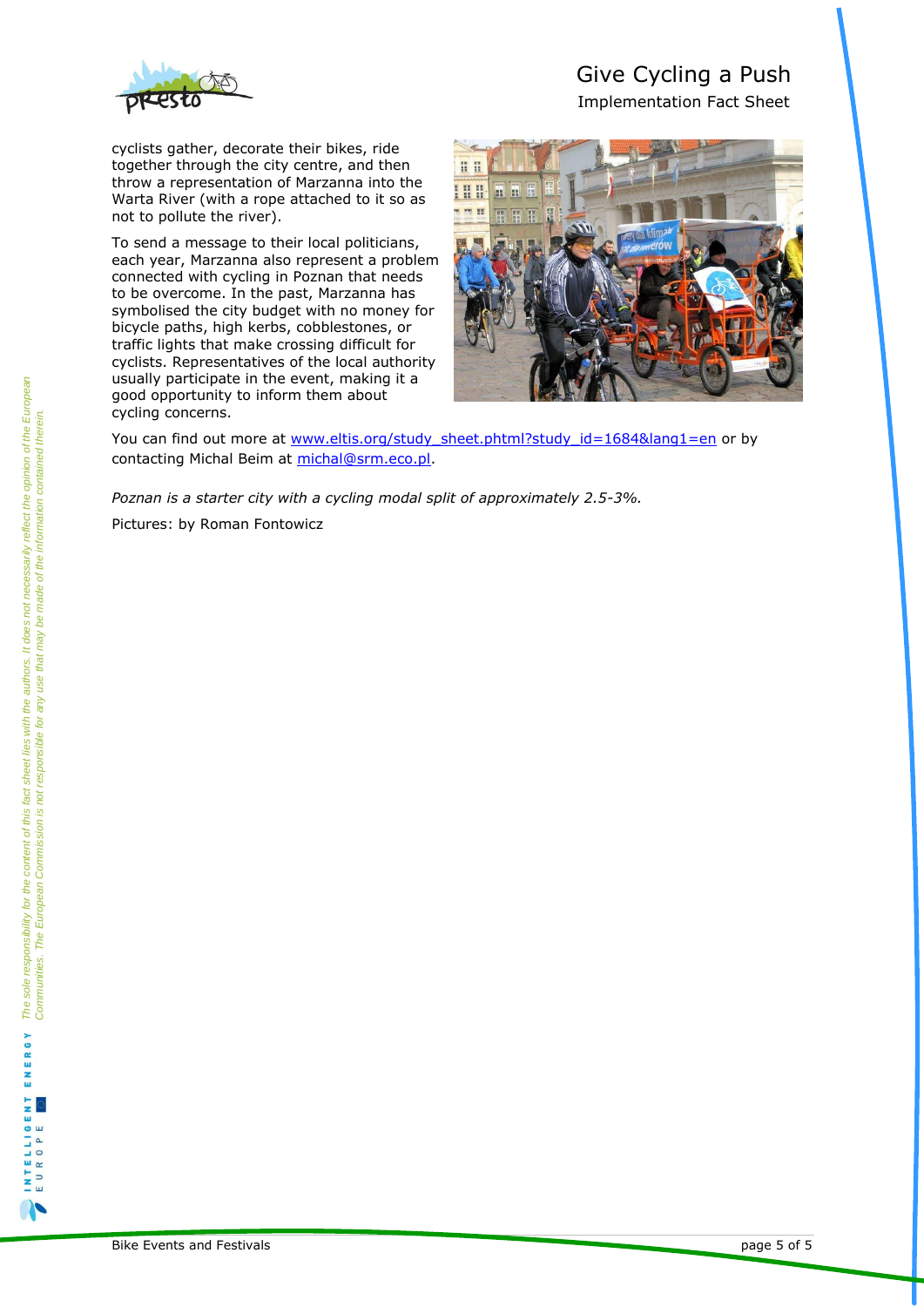cyclists gather, decorate their bikes, ride together through the city centre, and then throw a representation of Marzanna into the Warta River (with a rope attached to it so as not to pollute the river).

To send a message to their local politicians, each year, Marzanna also represent a problem connected with cycling in Poznan that needs to be overcome. In the past, Marzanna has symbolised the city budget with no money for bicycle paths, high kerbs, cobblestones, or traffic lights that make crossing difficult for cyclists. Representatives of the local authority usually participate in the event, making it a good opportunity to inform them about cycling concerns.

You can find out more at [www.eltis.org/study_sheet.phtml?study_id=1684&lang1=en](www.eltis.org/study_sheet.phtml?study_id=1684&lang1=en) or by contacting Michal Beim at [michal@srm.eco.pl](mailto:michal@srm.eco.pl).

*Poznan is a starter city with a cycling modal split of approximately 2.5-3%.*

Pictures: by Roman Fontowicz